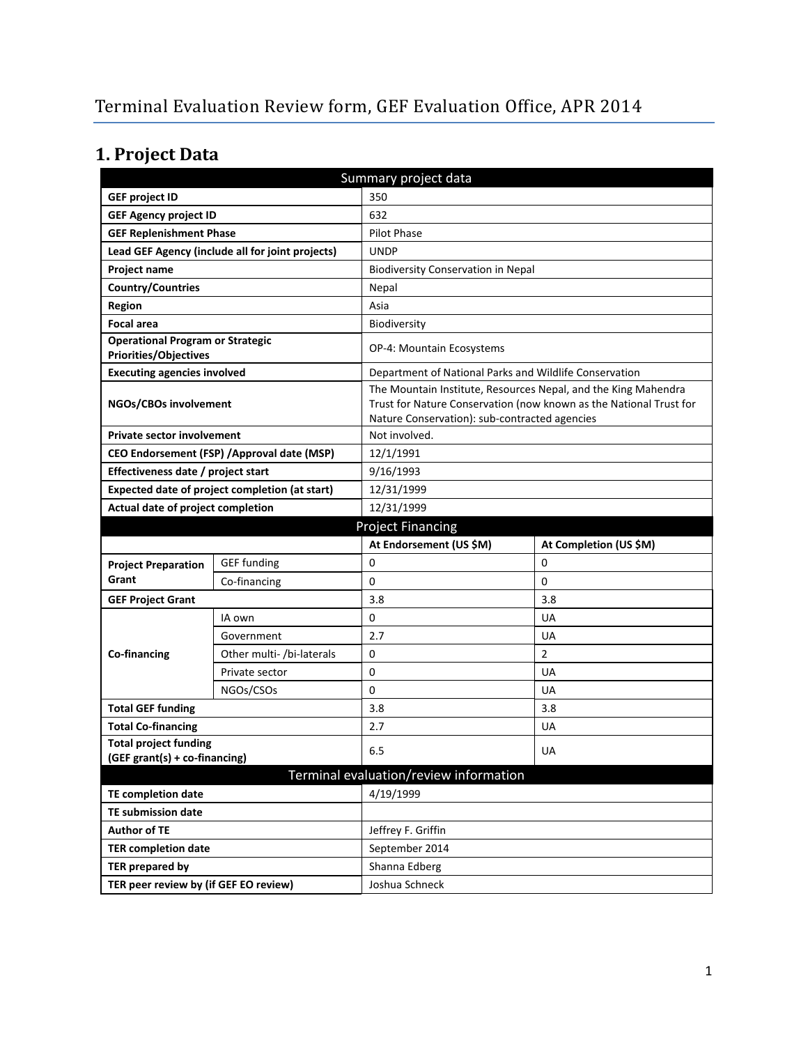# Terminal Evaluation Review form, GEF Evaluation Office, APR 2014

## 1. Project Data

| Summary project data | | | |
|---|---|---|---|
| **GEF project ID** | | 350 | |
| **GEF Agency project ID** | | 632 | |
| **GEF Replenishment Phase** | | Pilot Phase | |
| **Lead GEF Agency (include all for joint projects)** | | UNDP | |
| **Project name** | | Biodiversity Conservation in Nepal | |
| **Country/Countries** | | Nepal | |
| **Region** | | Asia | |
| **Focal area** | | Biodiversity | |
| **Operational Program or Strategic Priorities/Objectives** | | OP-4: Mountain Ecosystems | |
| **Executing agencies involved** | | Department of National Parks and Wildlife Conservation | |
| **NGOs/CBOs involvement** | | The Mountain Institute, Resources Nepal, and the King Mahendra Trust for Nature Conservation (now known as the National Trust for Nature Conservation): sub-contracted agencies | |
| **Private sector involvement** | | Not involved. | |
| **CEO Endorsement (FSP) /Approval date (MSP)** | | 12/1/1991 | |
| **Effectiveness date / project start** | | 9/16/1993 | |
| **Expected date of project completion (at start)** | | 12/31/1999 | |
| **Actual date of project completion** | | 12/31/1999 | |
| **Project Financing** | | | |
| | | **At Endorsement (US $M)** | **At Completion (US $M)** |
| **Project Preparation Grant** | GEF funding | 0 | 0 |
| | Co-financing | 0 | 0 |
| **GEF Project Grant** | | 3.8 | 3.8 |
| **Co-financing** | IA own | 0 | UA |
| | Government | 2.7 | UA |
| | Other multi- /bi-laterals | 0 | 2 |
| | Private sector | 0 | UA |
| | NGOs/CSOs | 0 | UA |
| **Total GEF funding** | | 3.8 | 3.8 |
| **Total Co-financing** | | 2.7 | UA |
| **Total project funding (GEF grant(s) + co-financing)** | | 6.5 | UA |
| **Terminal evaluation/review information** | | | |
| **TE completion date** | | 4/19/1999 | |
| **TE submission date** | | | |
| **Author of TE** | | Jeffrey F. Griffin | |
| **TER completion date** | | September 2014 | |
| **TER prepared by** | | Shanna Edberg | |
| **TER peer review by (if GEF EO review)** | | Joshua Schneck | |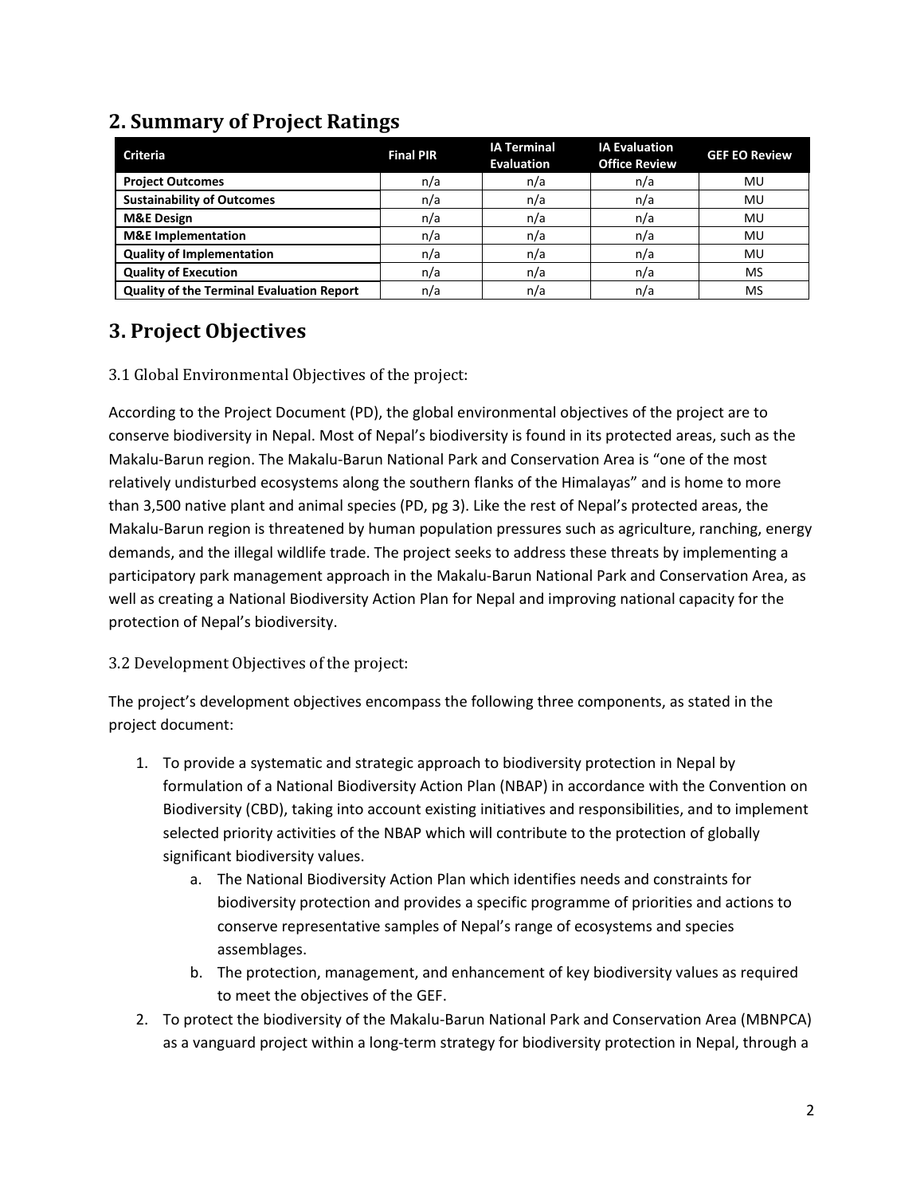## 2. Summary of Project Ratings

| Criteria | Final PIR | IA Terminal Evaluation | IA Evaluation Office Review | GEF EO Review |
|---|---|---|---|---|
| **Project Outcomes** | n/a | n/a | n/a | MU |
| **Sustainability of Outcomes** | n/a | n/a | n/a | MU |
| **M&E Design** | n/a | n/a | n/a | MU |
| **M&E Implementation** | n/a | n/a | n/a | MU |
| **Quality of Implementation** | n/a | n/a | n/a | MU |
| **Quality of Execution** | n/a | n/a | n/a | MS |
| **Quality of the Terminal Evaluation Report** | n/a | n/a | n/a | MS |

## 3. Project Objectives

### 3.1 Global Environmental Objectives of the project:

According to the Project Document (PD), the global environmental objectives of the project are to conserve biodiversity in Nepal. Most of Nepal's biodiversity is found in its protected areas, such as the Makalu-Barun region. The Makalu-Barun National Park and Conservation Area is "one of the most relatively undisturbed ecosystems along the southern flanks of the Himalayas" and is home to more than 3,500 native plant and animal species (PD, pg 3). Like the rest of Nepal's protected areas, the Makalu-Barun region is threatened by human population pressures such as agriculture, ranching, energy demands, and the illegal wildlife trade. The project seeks to address these threats by implementing a participatory park management approach in the Makalu-Barun National Park and Conservation Area, as well as creating a National Biodiversity Action Plan for Nepal and improving national capacity for the protection of Nepal's biodiversity.

### 3.2 Development Objectives of the project:

The project's development objectives encompass the following three components, as stated in the project document:

1. To provide a systematic and strategic approach to biodiversity protection in Nepal by formulation of a National Biodiversity Action Plan (NBAP) in accordance with the Convention on Biodiversity (CBD), taking into account existing initiatives and responsibilities, and to implement selected priority activities of the NBAP which will contribute to the protection of globally significant biodiversity values.
    a. The National Biodiversity Action Plan which identifies needs and constraints for biodiversity protection and provides a specific programme of priorities and actions to conserve representative samples of Nepal's range of ecosystems and species assemblages.
    b. The protection, management, and enhancement of key biodiversity values as required to meet the objectives of the GEF.
2. To protect the biodiversity of the Makalu-Barun National Park and Conservation Area (MBNPCA) as a vanguard project within a long-term strategy for biodiversity protection in Nepal, through a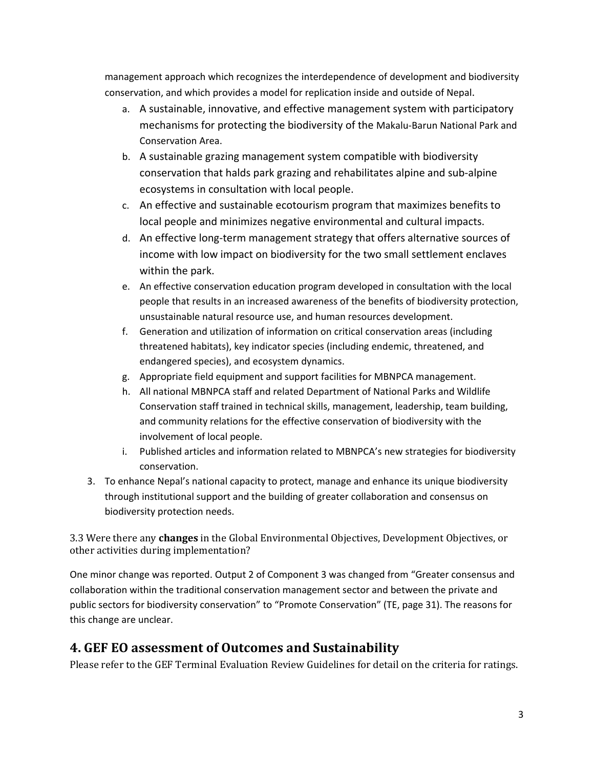management approach which recognizes the interdependence of development and biodiversity conservation, and which provides a model for replication inside and outside of Nepal.

a. A sustainable, innovative, and effective management system with participatory mechanisms for protecting the biodiversity of the Makalu-Barun National Park and Conservation Area.
b. A sustainable grazing management system compatible with biodiversity conservation that halds park grazing and rehabilitates alpine and sub-alpine ecosystems in consultation with local people.
c. An effective and sustainable ecotourism program that maximizes benefits to local people and minimizes negative environmental and cultural impacts.
d. An effective long-term management strategy that offers alternative sources of income with low impact on biodiversity for the two small settlement enclaves within the park.
e. An effective conservation education program developed in consultation with the local people that results in an increased awareness of the benefits of biodiversity protection, unsustainable natural resource use, and human resources development.
f. Generation and utilization of information on critical conservation areas (including threatened habitats), key indicator species (including endemic, threatened, and endangered species), and ecosystem dynamics.
g. Appropriate field equipment and support facilities for MBNPCA management.
h. All national MBNPCA staff and related Department of National Parks and Wildlife Conservation staff trained in technical skills, management, leadership, team building, and community relations for the effective conservation of biodiversity with the involvement of local people.
i. Published articles and information related to MBNPCA's new strategies for biodiversity conservation.

3. To enhance Nepal's national capacity to protect, manage and enhance its unique biodiversity through institutional support and the building of greater collaboration and consensus on biodiversity protection needs.

3.3 Were there any **changes** in the Global Environmental Objectives, Development Objectives, or other activities during implementation?

One minor change was reported. Output 2 of Component 3 was changed from "Greater consensus and collaboration within the traditional conservation management sector and between the private and public sectors for biodiversity conservation" to "Promote Conservation" (TE, page 31). The reasons for this change are unclear.

## 4. GEF EO assessment of Outcomes and Sustainability

Please refer to the GEF Terminal Evaluation Review Guidelines for detail on the criteria for ratings.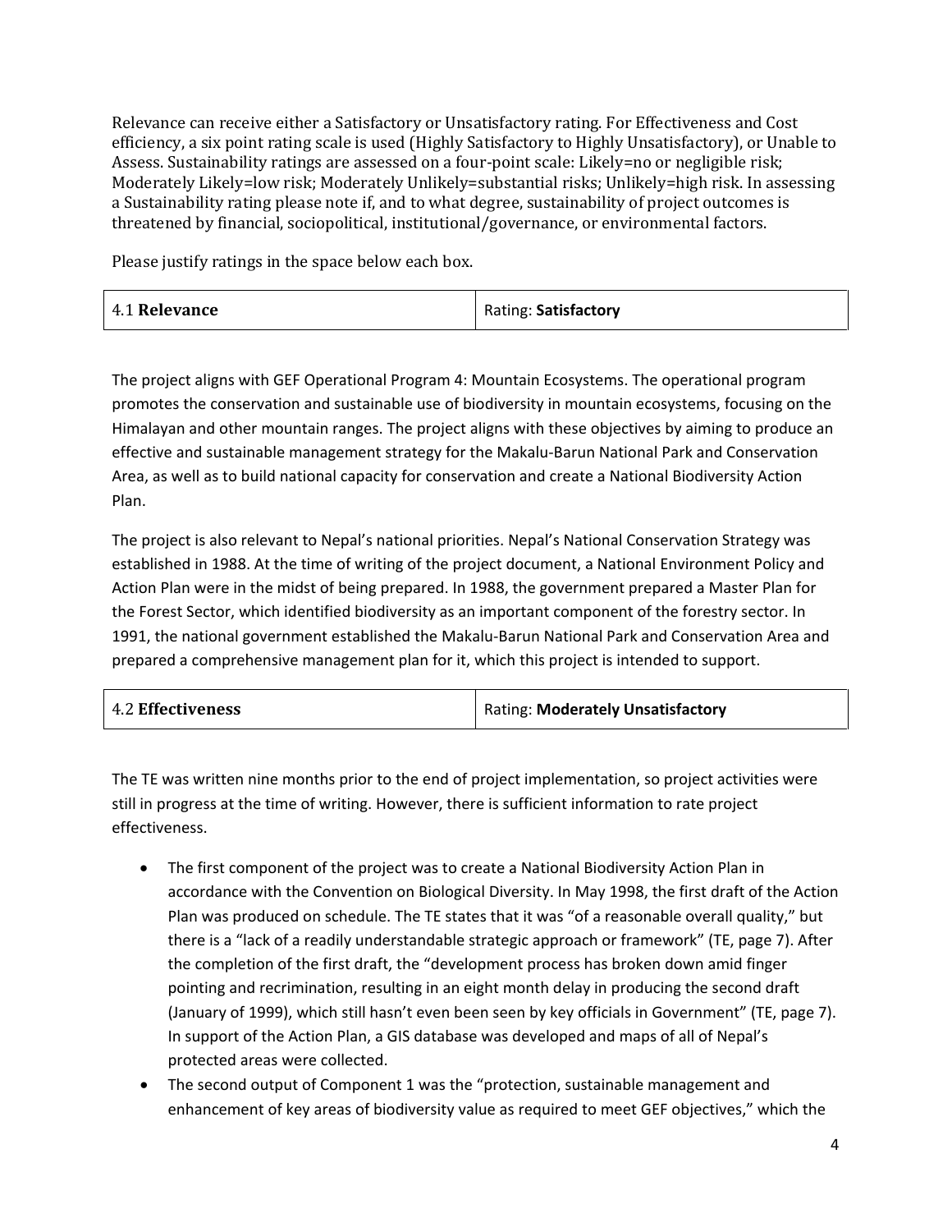Relevance can receive either a Satisfactory or Unsatisfactory rating. For Effectiveness and Cost efficiency, a six point rating scale is used (Highly Satisfactory to Highly Unsatisfactory), or Unable to Assess. Sustainability ratings are assessed on a four-point scale: Likely=no or negligible risk; Moderately Likely=low risk; Moderately Unlikely=substantial risks; Unlikely=high risk. In assessing a Sustainability rating please note if, and to what degree, sustainability of project outcomes is threatened by financial, sociopolitical, institutional/governance, or environmental factors.

Please justify ratings in the space below each box.

| 4.1 **Relevance** | Rating: **Satisfactory** |
|---|---|

The project aligns with GEF Operational Program 4: Mountain Ecosystems. The operational program promotes the conservation and sustainable use of biodiversity in mountain ecosystems, focusing on the Himalayan and other mountain ranges. The project aligns with these objectives by aiming to produce an effective and sustainable management strategy for the Makalu-Barun National Park and Conservation Area, as well as to build national capacity for conservation and create a National Biodiversity Action Plan.

The project is also relevant to Nepal's national priorities. Nepal's National Conservation Strategy was established in 1988. At the time of writing of the project document, a National Environment Policy and Action Plan were in the midst of being prepared. In 1988, the government prepared a Master Plan for the Forest Sector, which identified biodiversity as an important component of the forestry sector. In 1991, the national government established the Makalu-Barun National Park and Conservation Area and prepared a comprehensive management plan for it, which this project is intended to support.

| 4.2 **Effectiveness** | Rating: **Moderately Unsatisfactory** |
|---|---|

The TE was written nine months prior to the end of project implementation, so project activities were still in progress at the time of writing. However, there is sufficient information to rate project effectiveness.

- The first component of the project was to create a National Biodiversity Action Plan in accordance with the Convention on Biological Diversity. In May 1998, the first draft of the Action Plan was produced on schedule. The TE states that it was "of a reasonable overall quality," but there is a "lack of a readily understandable strategic approach or framework" (TE, page 7). After the completion of the first draft, the "development process has broken down amid finger pointing and recrimination, resulting in an eight month delay in producing the second draft (January of 1999), which still hasn't even been seen by key officials in Government" (TE, page 7). In support of the Action Plan, a GIS database was developed and maps of all of Nepal's protected areas were collected.
- The second output of Component 1 was the "protection, sustainable management and enhancement of key areas of biodiversity value as required to meet GEF objectives," which the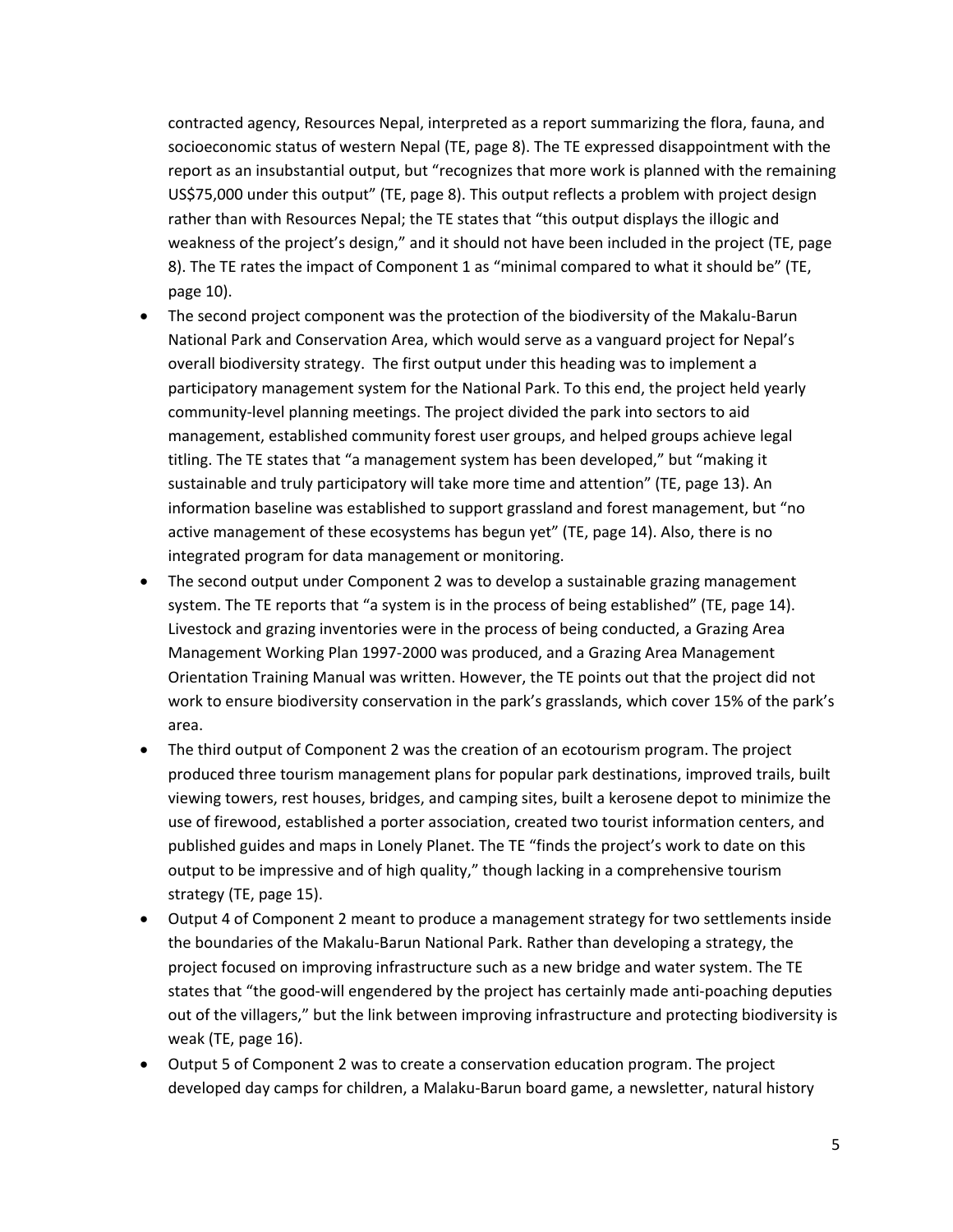contracted agency, Resources Nepal, interpreted as a report summarizing the flora, fauna, and socioeconomic status of western Nepal (TE, page 8). The TE expressed disappointment with the report as an insubstantial output, but "recognizes that more work is planned with the remaining US$75,000 under this output" (TE, page 8). This output reflects a problem with project design rather than with Resources Nepal; the TE states that "this output displays the illogic and weakness of the project's design," and it should not have been included in the project (TE, page 8). The TE rates the impact of Component 1 as "minimal compared to what it should be" (TE, page 10).

- The second project component was the protection of the biodiversity of the Makalu-Barun National Park and Conservation Area, which would serve as a vanguard project for Nepal's overall biodiversity strategy. The first output under this heading was to implement a participatory management system for the National Park. To this end, the project held yearly community-level planning meetings. The project divided the park into sectors to aid management, established community forest user groups, and helped groups achieve legal titling. The TE states that "a management system has been developed," but "making it sustainable and truly participatory will take more time and attention" (TE, page 13). An information baseline was established to support grassland and forest management, but "no active management of these ecosystems has begun yet" (TE, page 14). Also, there is no integrated program for data management or monitoring.
- The second output under Component 2 was to develop a sustainable grazing management system. The TE reports that "a system is in the process of being established" (TE, page 14). Livestock and grazing inventories were in the process of being conducted, a Grazing Area Management Working Plan 1997-2000 was produced, and a Grazing Area Management Orientation Training Manual was written. However, the TE points out that the project did not work to ensure biodiversity conservation in the park's grasslands, which cover 15% of the park's area.
- The third output of Component 2 was the creation of an ecotourism program. The project produced three tourism management plans for popular park destinations, improved trails, built viewing towers, rest houses, bridges, and camping sites, built a kerosene depot to minimize the use of firewood, established a porter association, created two tourist information centers, and published guides and maps in Lonely Planet. The TE "finds the project's work to date on this output to be impressive and of high quality," though lacking in a comprehensive tourism strategy (TE, page 15).
- Output 4 of Component 2 meant to produce a management strategy for two settlements inside the boundaries of the Makalu-Barun National Park. Rather than developing a strategy, the project focused on improving infrastructure such as a new bridge and water system. The TE states that "the good-will engendered by the project has certainly made anti-poaching deputies out of the villagers," but the link between improving infrastructure and protecting biodiversity is weak (TE, page 16).
- Output 5 of Component 2 was to create a conservation education program. The project developed day camps for children, a Malaku-Barun board game, a newsletter, natural history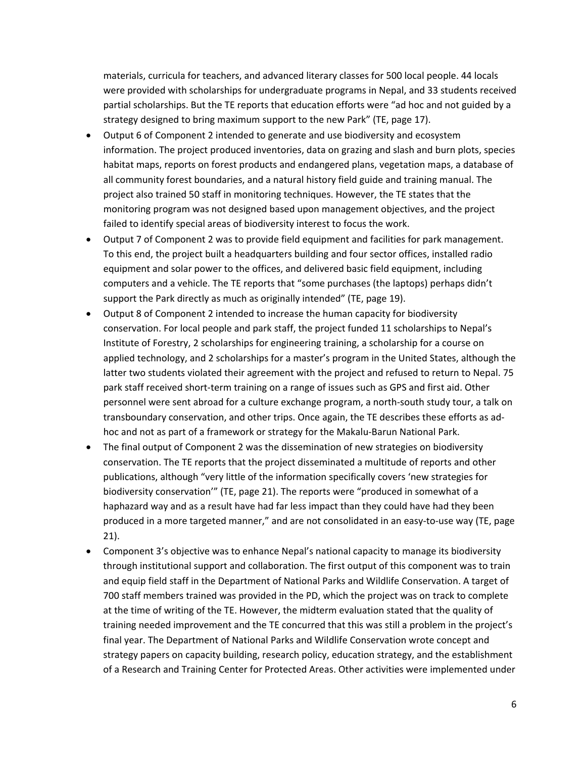materials, curricula for teachers, and advanced literary classes for 500 local people. 44 locals were provided with scholarships for undergraduate programs in Nepal, and 33 students received partial scholarships. But the TE reports that education efforts were "ad hoc and not guided by a strategy designed to bring maximum support to the new Park" (TE, page 17).

- Output 6 of Component 2 intended to generate and use biodiversity and ecosystem information. The project produced inventories, data on grazing and slash and burn plots, species habitat maps, reports on forest products and endangered plans, vegetation maps, a database of all community forest boundaries, and a natural history field guide and training manual. The project also trained 50 staff in monitoring techniques. However, the TE states that the monitoring program was not designed based upon management objectives, and the project failed to identify special areas of biodiversity interest to focus the work.
- Output 7 of Component 2 was to provide field equipment and facilities for park management. To this end, the project built a headquarters building and four sector offices, installed radio equipment and solar power to the offices, and delivered basic field equipment, including computers and a vehicle. The TE reports that "some purchases (the laptops) perhaps didn't support the Park directly as much as originally intended" (TE, page 19).
- Output 8 of Component 2 intended to increase the human capacity for biodiversity conservation. For local people and park staff, the project funded 11 scholarships to Nepal's Institute of Forestry, 2 scholarships for engineering training, a scholarship for a course on applied technology, and 2 scholarships for a master's program in the United States, although the latter two students violated their agreement with the project and refused to return to Nepal. 75 park staff received short-term training on a range of issues such as GPS and first aid. Other personnel were sent abroad for a culture exchange program, a north-south study tour, a talk on transboundary conservation, and other trips. Once again, the TE describes these efforts as ad-hoc and not as part of a framework or strategy for the Makalu-Barun National Park.
- The final output of Component 2 was the dissemination of new strategies on biodiversity conservation. The TE reports that the project disseminated a multitude of reports and other publications, although "very little of the information specifically covers 'new strategies for biodiversity conservation'" (TE, page 21). The reports were "produced in somewhat of a haphazard way and as a result have had far less impact than they could have had they been produced in a more targeted manner," and are not consolidated in an easy-to-use way (TE, page 21).
- Component 3's objective was to enhance Nepal's national capacity to manage its biodiversity through institutional support and collaboration. The first output of this component was to train and equip field staff in the Department of National Parks and Wildlife Conservation. A target of 700 staff members trained was provided in the PD, which the project was on track to complete at the time of writing of the TE. However, the midterm evaluation stated that the quality of training needed improvement and the TE concurred that this was still a problem in the project's final year. The Department of National Parks and Wildlife Conservation wrote concept and strategy papers on capacity building, research policy, education strategy, and the establishment of a Research and Training Center for Protected Areas. Other activities were implemented under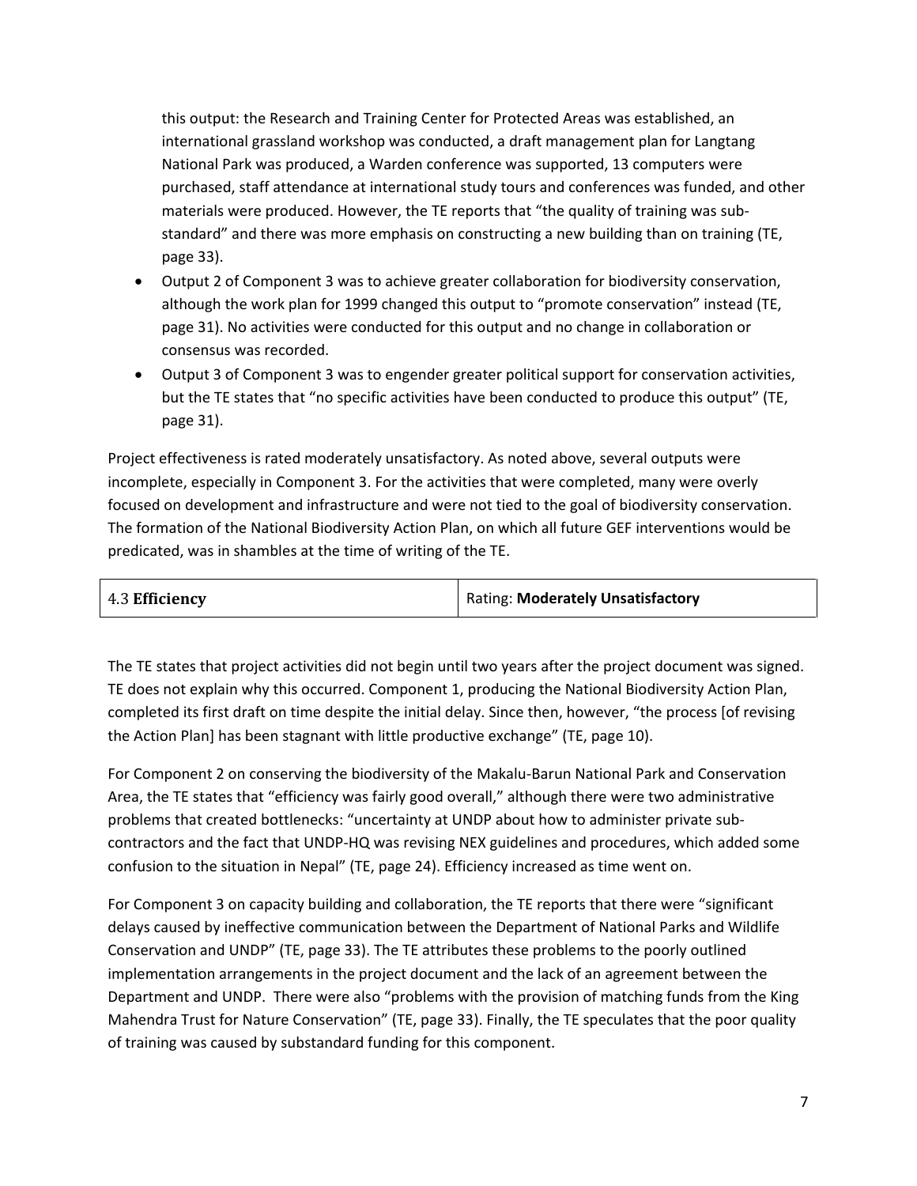this output: the Research and Training Center for Protected Areas was established, an international grassland workshop was conducted, a draft management plan for Langtang National Park was produced, a Warden conference was supported, 13 computers were purchased, staff attendance at international study tours and conferences was funded, and other materials were produced. However, the TE reports that "the quality of training was sub-standard" and there was more emphasis on constructing a new building than on training (TE, page 33).

- Output 2 of Component 3 was to achieve greater collaboration for biodiversity conservation, although the work plan for 1999 changed this output to "promote conservation" instead (TE, page 31). No activities were conducted for this output and no change in collaboration or consensus was recorded.
- Output 3 of Component 3 was to engender greater political support for conservation activities, but the TE states that "no specific activities have been conducted to produce this output" (TE, page 31).

Project effectiveness is rated moderately unsatisfactory. As noted above, several outputs were incomplete, especially in Component 3. For the activities that were completed, many were overly focused on development and infrastructure and were not tied to the goal of biodiversity conservation. The formation of the National Biodiversity Action Plan, on which all future GEF interventions would be predicated, was in shambles at the time of writing of the TE.

| 4.3 **Efficiency** | Rating: **Moderately Unsatisfactory** |
|---|---|

The TE states that project activities did not begin until two years after the project document was signed. TE does not explain why this occurred. Component 1, producing the National Biodiversity Action Plan, completed its first draft on time despite the initial delay. Since then, however, "the process [of revising the Action Plan] has been stagnant with little productive exchange" (TE, page 10).

For Component 2 on conserving the biodiversity of the Makalu-Barun National Park and Conservation Area, the TE states that "efficiency was fairly good overall," although there were two administrative problems that created bottlenecks: "uncertainty at UNDP about how to administer private sub-contractors and the fact that UNDP-HQ was revising NEX guidelines and procedures, which added some confusion to the situation in Nepal" (TE, page 24). Efficiency increased as time went on.

For Component 3 on capacity building and collaboration, the TE reports that there were "significant delays caused by ineffective communication between the Department of National Parks and Wildlife Conservation and UNDP" (TE, page 33). The TE attributes these problems to the poorly outlined implementation arrangements in the project document and the lack of an agreement between the Department and UNDP. There were also "problems with the provision of matching funds from the King Mahendra Trust for Nature Conservation" (TE, page 33). Finally, the TE speculates that the poor quality of training was caused by substandard funding for this component.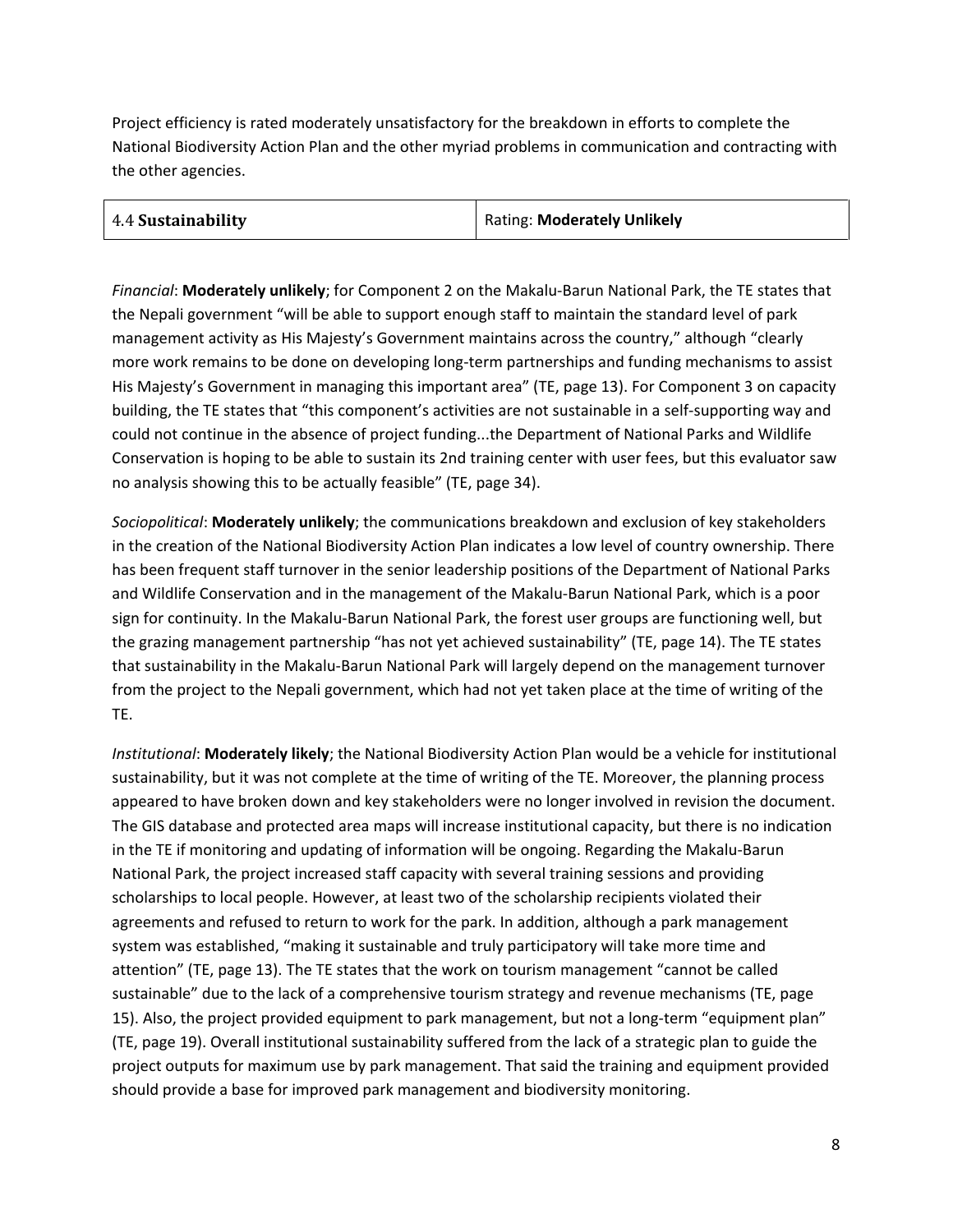Project efficiency is rated moderately unsatisfactory for the breakdown in efforts to complete the National Biodiversity Action Plan and the other myriad problems in communication and contracting with the other agencies.

| 4.4 **Sustainability** | Rating: **Moderately Unlikely** |
|---|---|

*Financial*: **Moderately unlikely**; for Component 2 on the Makalu-Barun National Park, the TE states that the Nepali government "will be able to support enough staff to maintain the standard level of park management activity as His Majesty's Government maintains across the country," although "clearly more work remains to be done on developing long-term partnerships and funding mechanisms to assist His Majesty's Government in managing this important area" (TE, page 13). For Component 3 on capacity building, the TE states that "this component's activities are not sustainable in a self-supporting way and could not continue in the absence of project funding...the Department of National Parks and Wildlife Conservation is hoping to be able to sustain its 2nd training center with user fees, but this evaluator saw no analysis showing this to be actually feasible" (TE, page 34).

*Sociopolitical*: **Moderately unlikely**; the communications breakdown and exclusion of key stakeholders in the creation of the National Biodiversity Action Plan indicates a low level of country ownership. There has been frequent staff turnover in the senior leadership positions of the Department of National Parks and Wildlife Conservation and in the management of the Makalu-Barun National Park, which is a poor sign for continuity. In the Makalu-Barun National Park, the forest user groups are functioning well, but the grazing management partnership "has not yet achieved sustainability" (TE, page 14). The TE states that sustainability in the Makalu-Barun National Park will largely depend on the management turnover from the project to the Nepali government, which had not yet taken place at the time of writing of the TE.

*Institutional*: **Moderately likely**; the National Biodiversity Action Plan would be a vehicle for institutional sustainability, but it was not complete at the time of writing of the TE. Moreover, the planning process appeared to have broken down and key stakeholders were no longer involved in revision the document. The GIS database and protected area maps will increase institutional capacity, but there is no indication in the TE if monitoring and updating of information will be ongoing. Regarding the Makalu-Barun National Park, the project increased staff capacity with several training sessions and providing scholarships to local people. However, at least two of the scholarship recipients violated their agreements and refused to return to work for the park. In addition, although a park management system was established, "making it sustainable and truly participatory will take more time and attention" (TE, page 13). The TE states that the work on tourism management "cannot be called sustainable" due to the lack of a comprehensive tourism strategy and revenue mechanisms (TE, page 15). Also, the project provided equipment to park management, but not a long-term "equipment plan" (TE, page 19). Overall institutional sustainability suffered from the lack of a strategic plan to guide the project outputs for maximum use by park management. That said the training and equipment provided should provide a base for improved park management and biodiversity monitoring.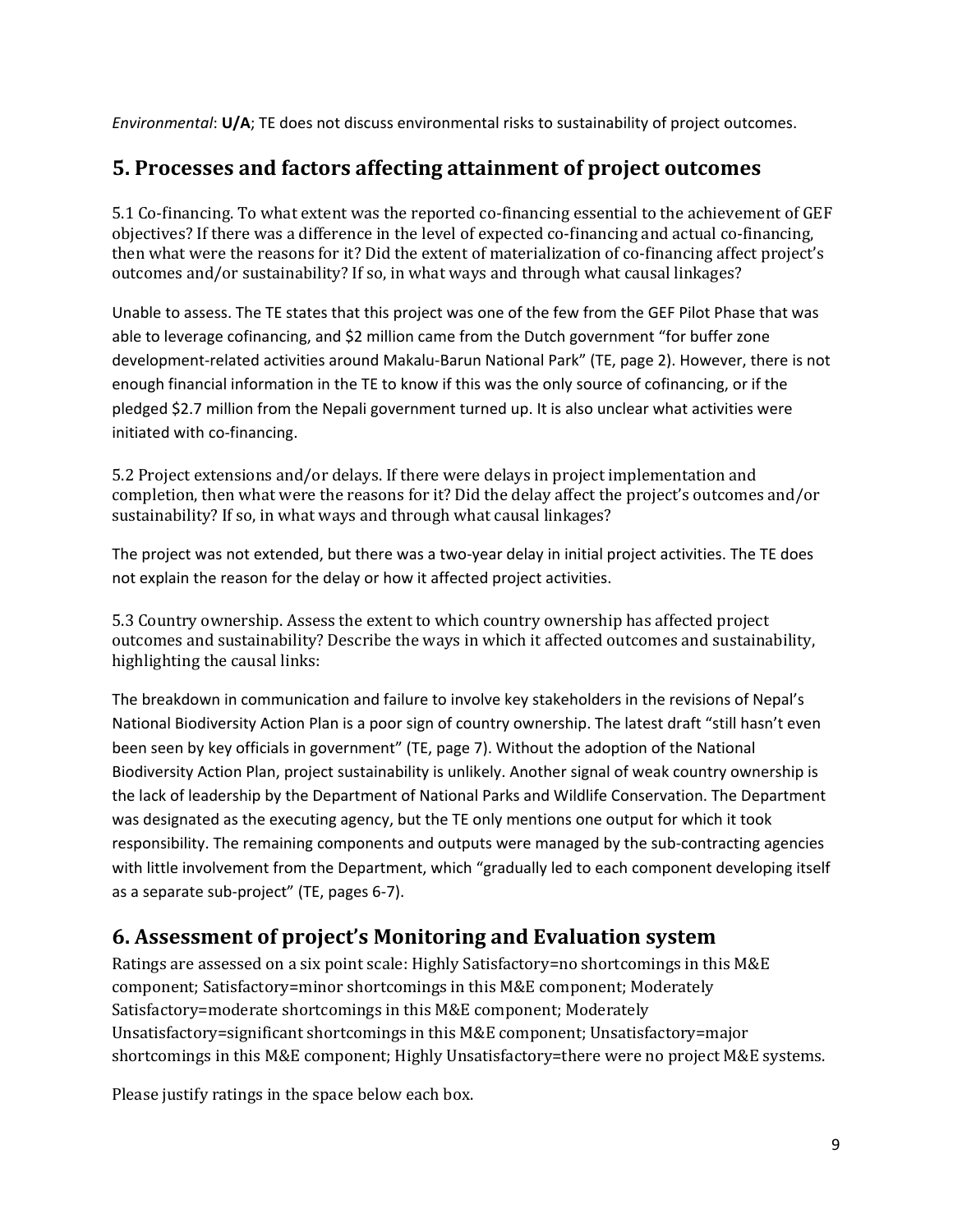*Environmental*: **U/A**; TE does not discuss environmental risks to sustainability of project outcomes.

## 5. Processes and factors affecting attainment of project outcomes

5.1 Co-financing. To what extent was the reported co-financing essential to the achievement of GEF objectives? If there was a difference in the level of expected co-financing and actual co-financing, then what were the reasons for it? Did the extent of materialization of co-financing affect project's outcomes and/or sustainability? If so, in what ways and through what causal linkages?

Unable to assess. The TE states that this project was one of the few from the GEF Pilot Phase that was able to leverage cofinancing, and $2 million came from the Dutch government "for buffer zone development-related activities around Makalu-Barun National Park" (TE, page 2). However, there is not enough financial information in the TE to know if this was the only source of cofinancing, or if the pledged $2.7 million from the Nepali government turned up. It is also unclear what activities were initiated with co-financing.

5.2 Project extensions and/or delays. If there were delays in project implementation and completion, then what were the reasons for it? Did the delay affect the project's outcomes and/or sustainability? If so, in what ways and through what causal linkages?

The project was not extended, but there was a two-year delay in initial project activities. The TE does not explain the reason for the delay or how it affected project activities.

5.3 Country ownership. Assess the extent to which country ownership has affected project outcomes and sustainability? Describe the ways in which it affected outcomes and sustainability, highlighting the causal links:

The breakdown in communication and failure to involve key stakeholders in the revisions of Nepal's National Biodiversity Action Plan is a poor sign of country ownership. The latest draft "still hasn't even been seen by key officials in government" (TE, page 7). Without the adoption of the National Biodiversity Action Plan, project sustainability is unlikely. Another signal of weak country ownership is the lack of leadership by the Department of National Parks and Wildlife Conservation. The Department was designated as the executing agency, but the TE only mentions one output for which it took responsibility. The remaining components and outputs were managed by the sub-contracting agencies with little involvement from the Department, which "gradually led to each component developing itself as a separate sub-project" (TE, pages 6-7).

## 6. Assessment of project's Monitoring and Evaluation system

Ratings are assessed on a six point scale: Highly Satisfactory=no shortcomings in this M&E component; Satisfactory=minor shortcomings in this M&E component; Moderately Satisfactory=moderate shortcomings in this M&E component; Moderately Unsatisfactory=significant shortcomings in this M&E component; Unsatisfactory=major shortcomings in this M&E component; Highly Unsatisfactory=there were no project M&E systems.

Please justify ratings in the space below each box.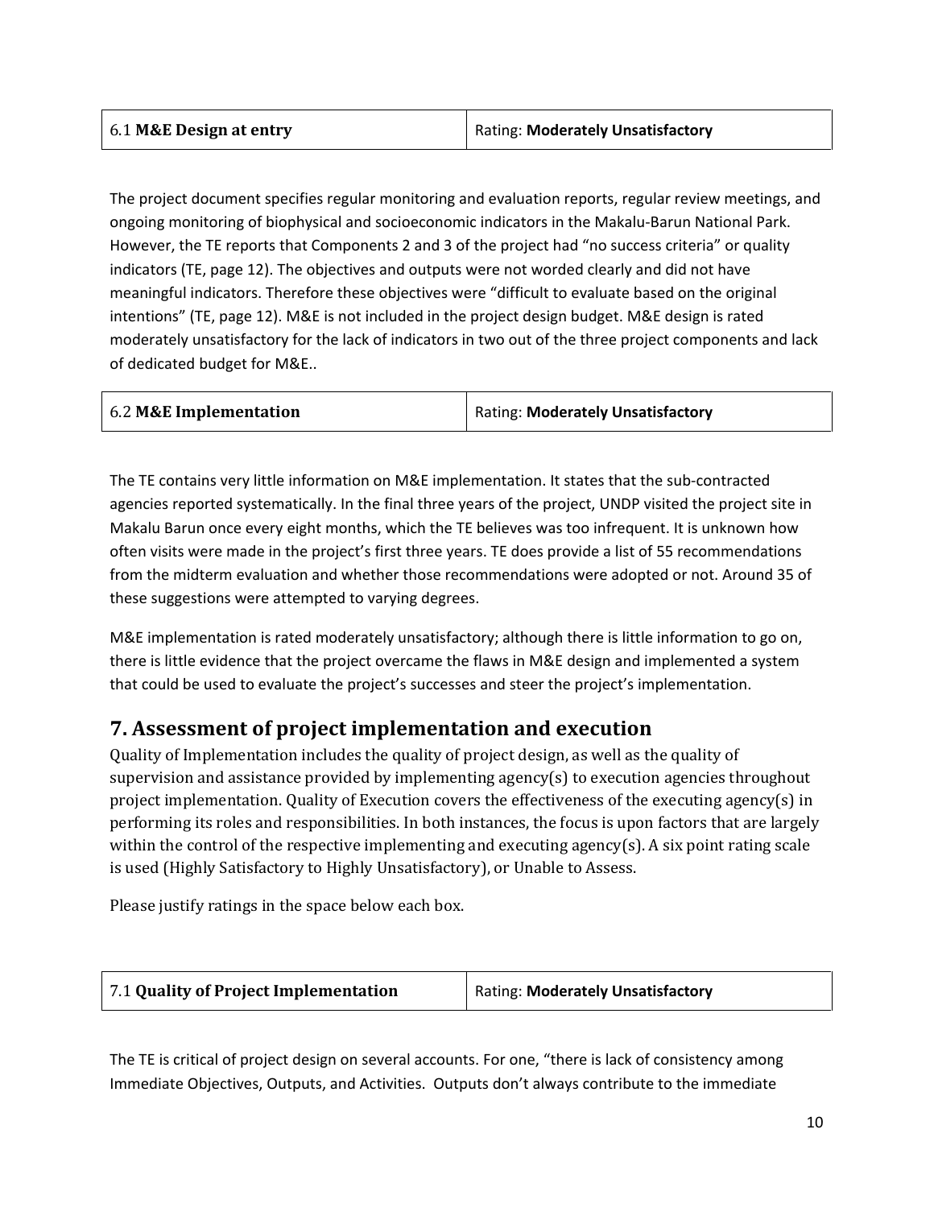| 6.1 **M&E Design at entry** | Rating: **Moderately Unsatisfactory** |
|---|---|

The project document specifies regular monitoring and evaluation reports, regular review meetings, and ongoing monitoring of biophysical and socioeconomic indicators in the Makalu-Barun National Park. However, the TE reports that Components 2 and 3 of the project had "no success criteria" or quality indicators (TE, page 12). The objectives and outputs were not worded clearly and did not have meaningful indicators. Therefore these objectives were "difficult to evaluate based on the original intentions" (TE, page 12). M&E is not included in the project design budget. M&E design is rated moderately unsatisfactory for the lack of indicators in two out of the three project components and lack of dedicated budget for M&E..

| 6.2 **M&E Implementation** | Rating: **Moderately Unsatisfactory** |
|---|---|

The TE contains very little information on M&E implementation. It states that the sub-contracted agencies reported systematically. In the final three years of the project, UNDP visited the project site in Makalu Barun once every eight months, which the TE believes was too infrequent. It is unknown how often visits were made in the project's first three years. TE does provide a list of 55 recommendations from the midterm evaluation and whether those recommendations were adopted or not. Around 35 of these suggestions were attempted to varying degrees.

M&E implementation is rated moderately unsatisfactory; although there is little information to go on, there is little evidence that the project overcame the flaws in M&E design and implemented a system that could be used to evaluate the project's successes and steer the project's implementation.

## 7. Assessment of project implementation and execution

Quality of Implementation includes the quality of project design, as well as the quality of supervision and assistance provided by implementing agency(s) to execution agencies throughout project implementation. Quality of Execution covers the effectiveness of the executing agency(s) in performing its roles and responsibilities. In both instances, the focus is upon factors that are largely within the control of the respective implementing and executing agency(s). A six point rating scale is used (Highly Satisfactory to Highly Unsatisfactory), or Unable to Assess.

Please justify ratings in the space below each box.

| 7.1 **Quality of Project Implementation** | Rating: **Moderately Unsatisfactory** |
|---|---|

The TE is critical of project design on several accounts. For one, "there is lack of consistency among Immediate Objectives, Outputs, and Activities. Outputs don't always contribute to the immediate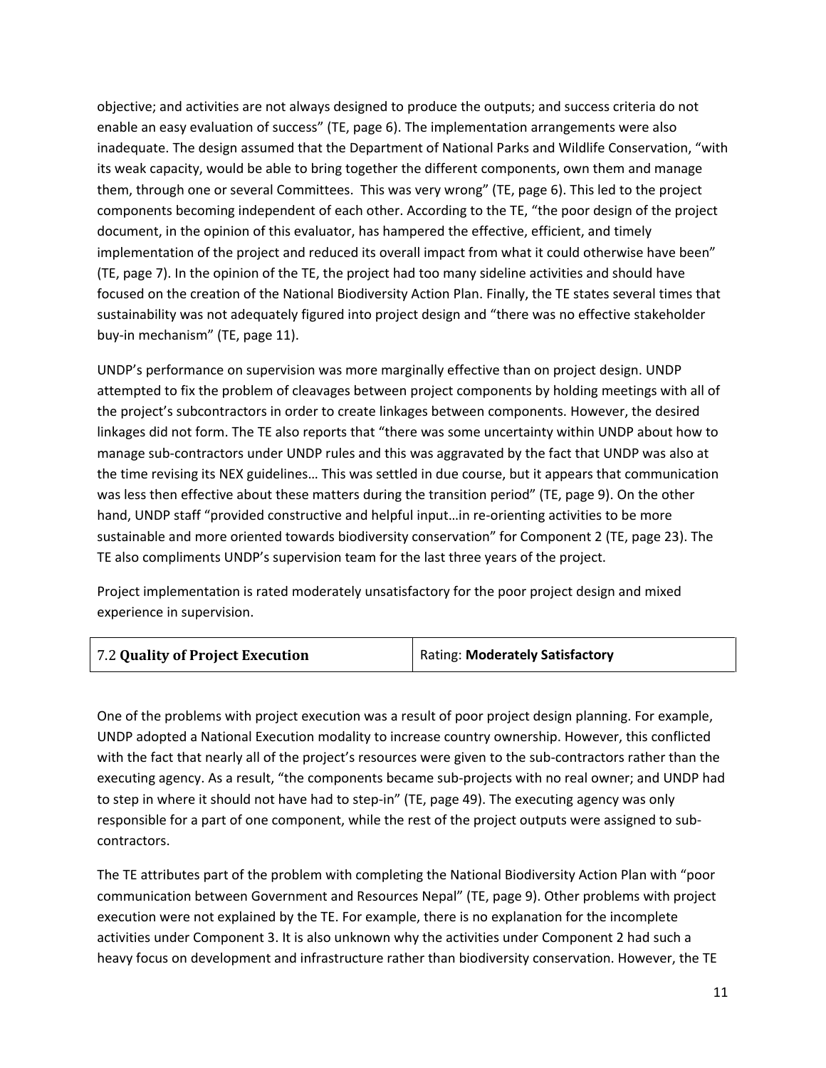objective; and activities are not always designed to produce the outputs; and success criteria do not enable an easy evaluation of success" (TE, page 6). The implementation arrangements were also inadequate. The design assumed that the Department of National Parks and Wildlife Conservation, "with its weak capacity, would be able to bring together the different components, own them and manage them, through one or several Committees. This was very wrong" (TE, page 6). This led to the project components becoming independent of each other. According to the TE, "the poor design of the project document, in the opinion of this evaluator, has hampered the effective, efficient, and timely implementation of the project and reduced its overall impact from what it could otherwise have been" (TE, page 7). In the opinion of the TE, the project had too many sideline activities and should have focused on the creation of the National Biodiversity Action Plan. Finally, the TE states several times that sustainability was not adequately figured into project design and "there was no effective stakeholder buy-in mechanism" (TE, page 11).

UNDP's performance on supervision was more marginally effective than on project design. UNDP attempted to fix the problem of cleavages between project components by holding meetings with all of the project's subcontractors in order to create linkages between components. However, the desired linkages did not form. The TE also reports that "there was some uncertainty within UNDP about how to manage sub-contractors under UNDP rules and this was aggravated by the fact that UNDP was also at the time revising its NEX guidelines… This was settled in due course, but it appears that communication was less then effective about these matters during the transition period" (TE, page 9). On the other hand, UNDP staff "provided constructive and helpful input…in re-orienting activities to be more sustainable and more oriented towards biodiversity conservation" for Component 2 (TE, page 23). The TE also compliments UNDP's supervision team for the last three years of the project.

Project implementation is rated moderately unsatisfactory for the poor project design and mixed experience in supervision.

| 7.2 **Quality of Project Execution** | Rating: **Moderately Satisfactory** |
|---|---|

One of the problems with project execution was a result of poor project design planning. For example, UNDP adopted a National Execution modality to increase country ownership. However, this conflicted with the fact that nearly all of the project's resources were given to the sub-contractors rather than the executing agency. As a result, "the components became sub-projects with no real owner; and UNDP had to step in where it should not have had to step-in" (TE, page 49). The executing agency was only responsible for a part of one component, while the rest of the project outputs were assigned to sub-contractors.

The TE attributes part of the problem with completing the National Biodiversity Action Plan with "poor communication between Government and Resources Nepal" (TE, page 9). Other problems with project execution were not explained by the TE. For example, there is no explanation for the incomplete activities under Component 3. It is also unknown why the activities under Component 2 had such a heavy focus on development and infrastructure rather than biodiversity conservation. However, the TE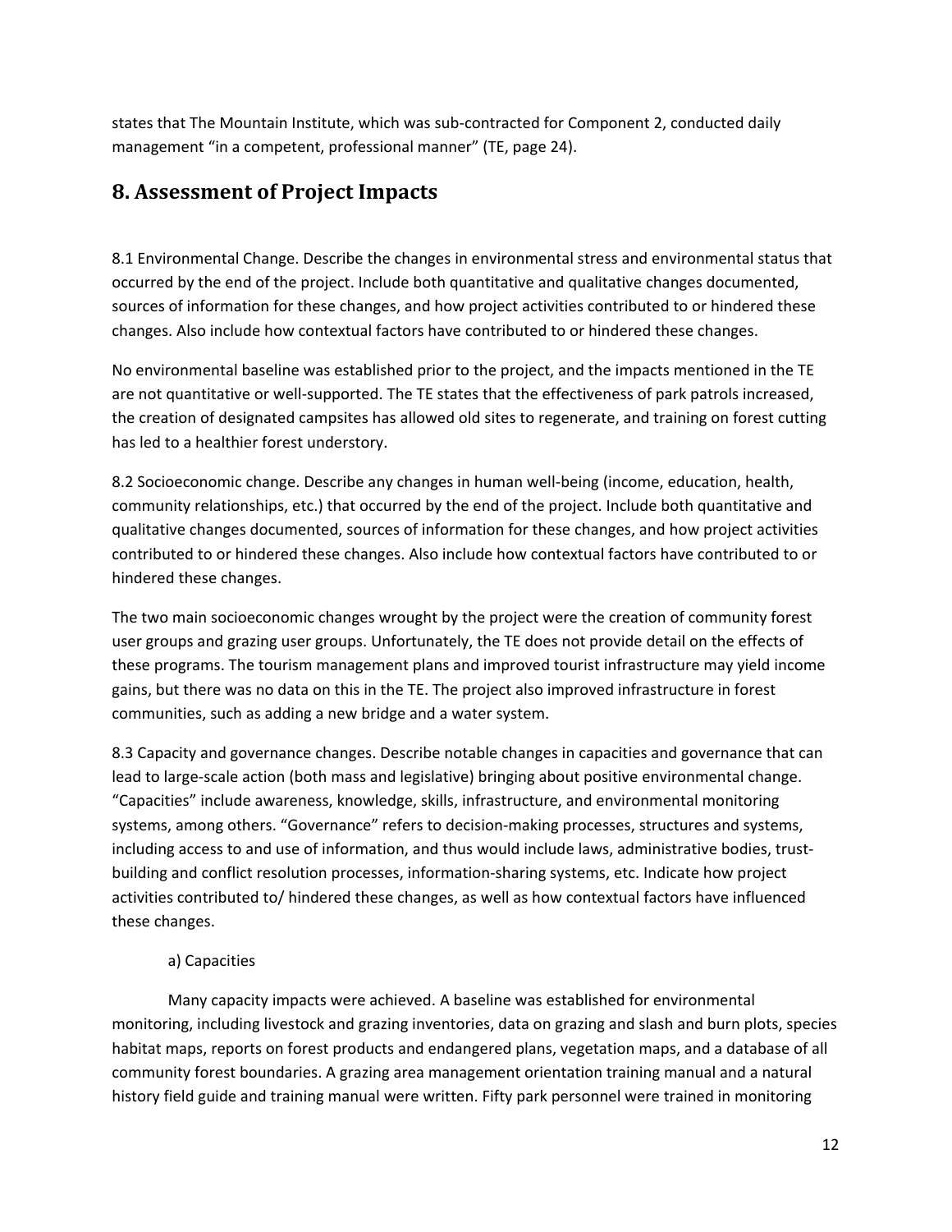states that The Mountain Institute, which was sub-contracted for Component 2, conducted daily management "in a competent, professional manner" (TE, page 24).

## 8. Assessment of Project Impacts

8.1 Environmental Change. Describe the changes in environmental stress and environmental status that occurred by the end of the project. Include both quantitative and qualitative changes documented, sources of information for these changes, and how project activities contributed to or hindered these changes. Also include how contextual factors have contributed to or hindered these changes.

No environmental baseline was established prior to the project, and the impacts mentioned in the TE are not quantitative or well-supported. The TE states that the effectiveness of park patrols increased, the creation of designated campsites has allowed old sites to regenerate, and training on forest cutting has led to a healthier forest understory.

8.2 Socioeconomic change. Describe any changes in human well-being (income, education, health, community relationships, etc.) that occurred by the end of the project. Include both quantitative and qualitative changes documented, sources of information for these changes, and how project activities contributed to or hindered these changes. Also include how contextual factors have contributed to or hindered these changes.

The two main socioeconomic changes wrought by the project were the creation of community forest user groups and grazing user groups. Unfortunately, the TE does not provide detail on the effects of these programs. The tourism management plans and improved tourist infrastructure may yield income gains, but there was no data on this in the TE. The project also improved infrastructure in forest communities, such as adding a new bridge and a water system.

8.3 Capacity and governance changes. Describe notable changes in capacities and governance that can lead to large-scale action (both mass and legislative) bringing about positive environmental change. "Capacities" include awareness, knowledge, skills, infrastructure, and environmental monitoring systems, among others. "Governance" refers to decision-making processes, structures and systems, including access to and use of information, and thus would include laws, administrative bodies, trust-building and conflict resolution processes, information-sharing systems, etc. Indicate how project activities contributed to/ hindered these changes, as well as how contextual factors have influenced these changes.

a) Capacities

Many capacity impacts were achieved. A baseline was established for environmental monitoring, including livestock and grazing inventories, data on grazing and slash and burn plots, species habitat maps, reports on forest products and endangered plans, vegetation maps, and a database of all community forest boundaries. A grazing area management orientation training manual and a natural history field guide and training manual were written. Fifty park personnel were trained in monitoring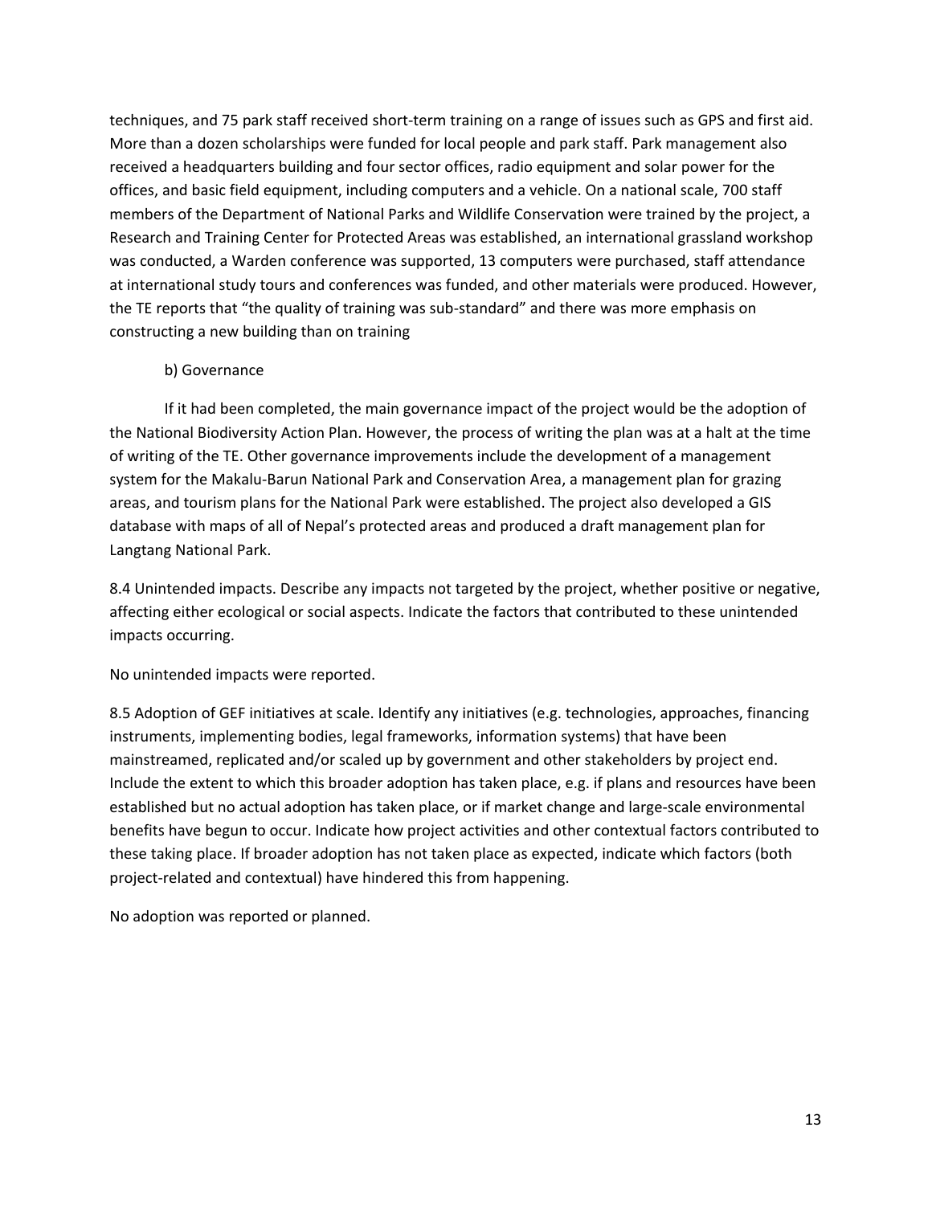techniques, and 75 park staff received short-term training on a range of issues such as GPS and first aid. More than a dozen scholarships were funded for local people and park staff. Park management also received a headquarters building and four sector offices, radio equipment and solar power for the offices, and basic field equipment, including computers and a vehicle. On a national scale, 700 staff members of the Department of National Parks and Wildlife Conservation were trained by the project, a Research and Training Center for Protected Areas was established, an international grassland workshop was conducted, a Warden conference was supported, 13 computers were purchased, staff attendance at international study tours and conferences was funded, and other materials were produced. However, the TE reports that "the quality of training was sub-standard" and there was more emphasis on constructing a new building than on training

b) Governance

If it had been completed, the main governance impact of the project would be the adoption of the National Biodiversity Action Plan. However, the process of writing the plan was at a halt at the time of writing of the TE. Other governance improvements include the development of a management system for the Makalu-Barun National Park and Conservation Area, a management plan for grazing areas, and tourism plans for the National Park were established. The project also developed a GIS database with maps of all of Nepal's protected areas and produced a draft management plan for Langtang National Park.

8.4 Unintended impacts. Describe any impacts not targeted by the project, whether positive or negative, affecting either ecological or social aspects. Indicate the factors that contributed to these unintended impacts occurring.

No unintended impacts were reported.

8.5 Adoption of GEF initiatives at scale. Identify any initiatives (e.g. technologies, approaches, financing instruments, implementing bodies, legal frameworks, information systems) that have been mainstreamed, replicated and/or scaled up by government and other stakeholders by project end. Include the extent to which this broader adoption has taken place, e.g. if plans and resources have been established but no actual adoption has taken place, or if market change and large-scale environmental benefits have begun to occur. Indicate how project activities and other contextual factors contributed to these taking place. If broader adoption has not taken place as expected, indicate which factors (both project-related and contextual) have hindered this from happening.

No adoption was reported or planned.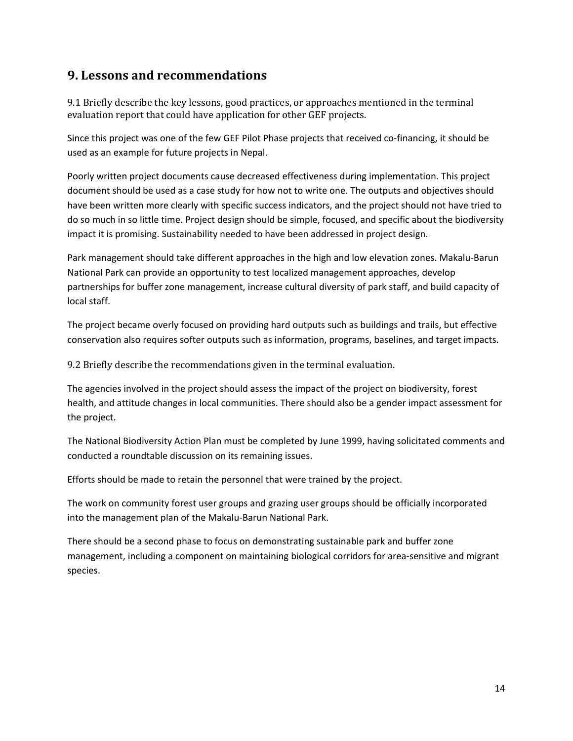## 9. Lessons and recommendations

9.1 Briefly describe the key lessons, good practices, or approaches mentioned in the terminal evaluation report that could have application for other GEF projects.

Since this project was one of the few GEF Pilot Phase projects that received co-financing, it should be used as an example for future projects in Nepal.

Poorly written project documents cause decreased effectiveness during implementation. This project document should be used as a case study for how not to write one. The outputs and objectives should have been written more clearly with specific success indicators, and the project should not have tried to do so much in so little time. Project design should be simple, focused, and specific about the biodiversity impact it is promising. Sustainability needed to have been addressed in project design.

Park management should take different approaches in the high and low elevation zones. Makalu-Barun National Park can provide an opportunity to test localized management approaches, develop partnerships for buffer zone management, increase cultural diversity of park staff, and build capacity of local staff.

The project became overly focused on providing hard outputs such as buildings and trails, but effective conservation also requires softer outputs such as information, programs, baselines, and target impacts.

9.2 Briefly describe the recommendations given in the terminal evaluation.

The agencies involved in the project should assess the impact of the project on biodiversity, forest health, and attitude changes in local communities. There should also be a gender impact assessment for the project.

The National Biodiversity Action Plan must be completed by June 1999, having solicitated comments and conducted a roundtable discussion on its remaining issues.

Efforts should be made to retain the personnel that were trained by the project.

The work on community forest user groups and grazing user groups should be officially incorporated into the management plan of the Makalu-Barun National Park.

There should be a second phase to focus on demonstrating sustainable park and buffer zone management, including a component on maintaining biological corridors for area-sensitive and migrant species.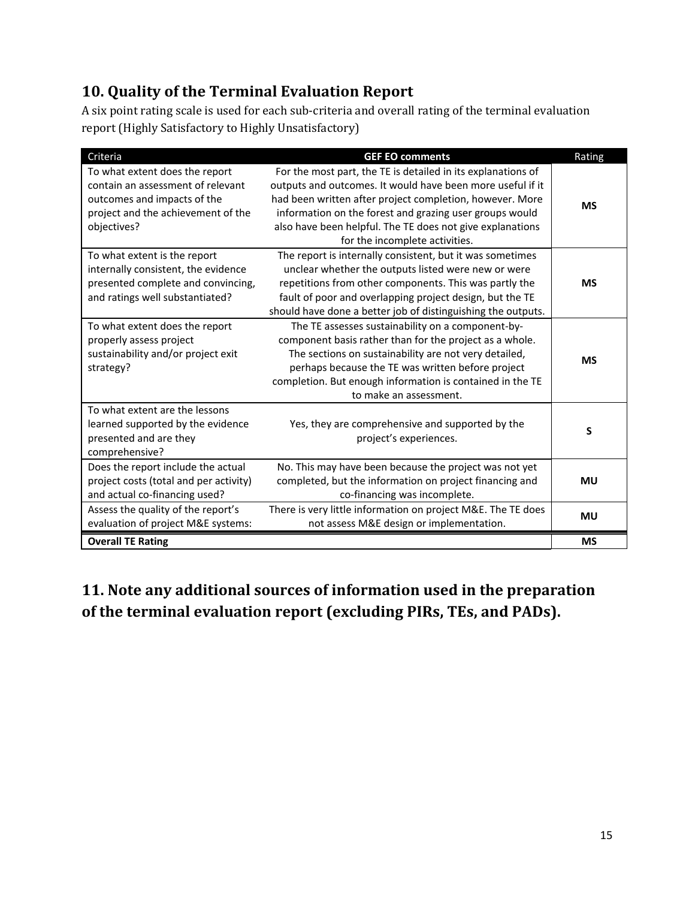## 10. Quality of the Terminal Evaluation Report

A six point rating scale is used for each sub-criteria and overall rating of the terminal evaluation report (Highly Satisfactory to Highly Unsatisfactory)

| Criteria | GEF EO comments | Rating |
|---|---|---|
| To what extent does the report contain an assessment of relevant outcomes and impacts of the project and the achievement of the objectives? | For the most part, the TE is detailed in its explanations of outputs and outcomes. It would have been more useful if it had been written after project completion, however. More information on the forest and grazing user groups would also have been helpful. The TE does not give explanations for the incomplete activities. | **MS** |
| To what extent is the report internally consistent, the evidence presented complete and convincing, and ratings well substantiated? | The report is internally consistent, but it was sometimes unclear whether the outputs listed were new or were repetitions from other components. This was partly the fault of poor and overlapping project design, but the TE should have done a better job of distinguishing the outputs. | **MS** |
| To what extent does the report properly assess project sustainability and/or project exit strategy? | The TE assesses sustainability on a component-by-component basis rather than for the project as a whole. The sections on sustainability are not very detailed, perhaps because the TE was written before project completion. But enough information is contained in the TE to make an assessment. | **MS** |
| To what extent are the lessons learned supported by the evidence presented and are they comprehensive? | Yes, they are comprehensive and supported by the project's experiences. | **S** |
| Does the report include the actual project costs (total and per activity) and actual co-financing used? | No. This may have been because the project was not yet completed, but the information on project financing and co-financing was incomplete. | **MU** |
| Assess the quality of the report's evaluation of project M&E systems: | There is very little information on project M&E. The TE does not assess M&E design or implementation. | **MU** |
| **Overall TE Rating** | | **MS** |

## 11. Note any additional sources of information used in the preparation of the terminal evaluation report (excluding PIRs, TEs, and PADs).